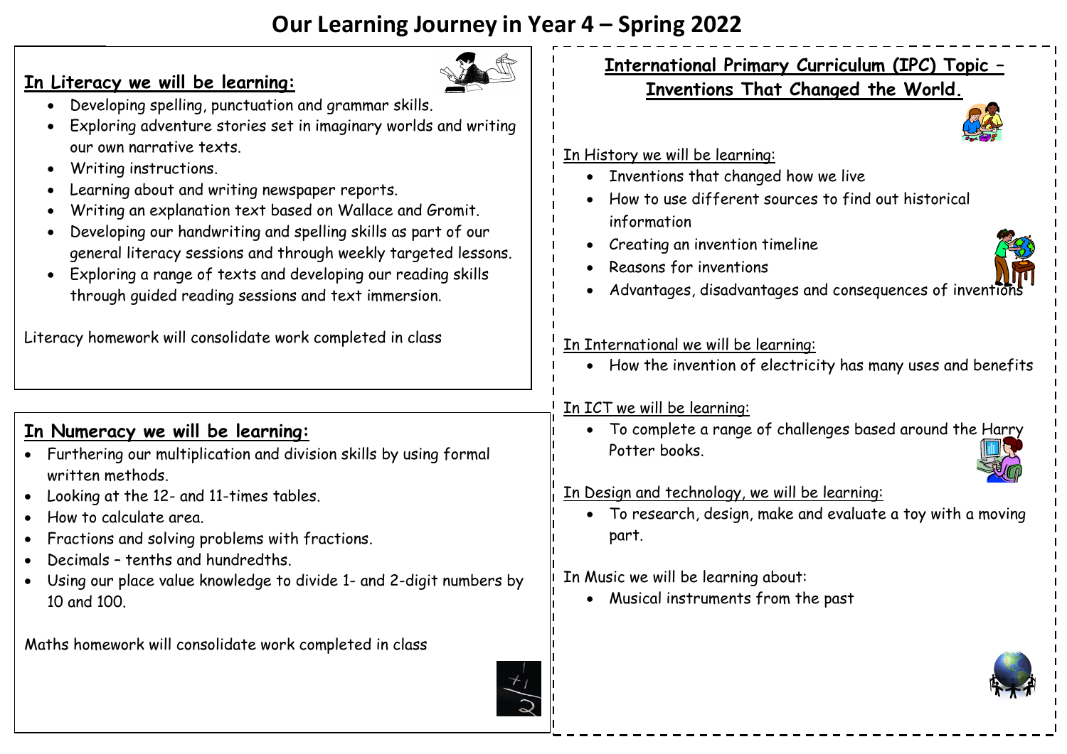# Our Learning Journey in Year 4 – Spring 2022

## In Literacy we will be learning:

- Developing spelling, punctuation and grammar skills.
- Exploring adventure stories set in imaginary worlds and writing our own narrative texts.
- Writing instructions.
- Learning about and writing newspaper reports.
- Writing an explanation text based on Wallace and Gromit.
- Developing our handwriting and spelling skills as part of our general literacy sessions and through weekly targeted lessons.
- Exploring a range of texts and developing our reading skills through guided reading sessions and text immersion.

Literacy homework will consolidate work completed in class

## In Numeracy we will be learning:

- Furthering our multiplication and division skills by using formal written methods.
- Looking at the 12- and 11-times tables.
- How to calculate area.
- Fractions and solving problems with fractions.
- Decimals – tenths and hundredths.
- Using our place value knowledge to divide 1- and 2-digit numbers by 10 and 100.

Maths homework will consolidate work completed in class

## International Primary Curriculum (IPC) Topic – Inventions That Changed the World.

In History we will be learning:

- Inventions that changed how we live
- How to use different sources to find out historical information
- Creating an invention timeline
- Reasons for inventions
- Advantages, disadvantages and consequences of inventions

In International we will be learning:

- How the invention of electricity has many uses and benefits

In ICT we will be learning:

- To complete a range of challenges based around the Harry Potter books.

In Design and technology, we will be learning:

- To research, design, make and evaluate a toy with a moving part.

In Music we will be learning about:

- Musical instruments from the past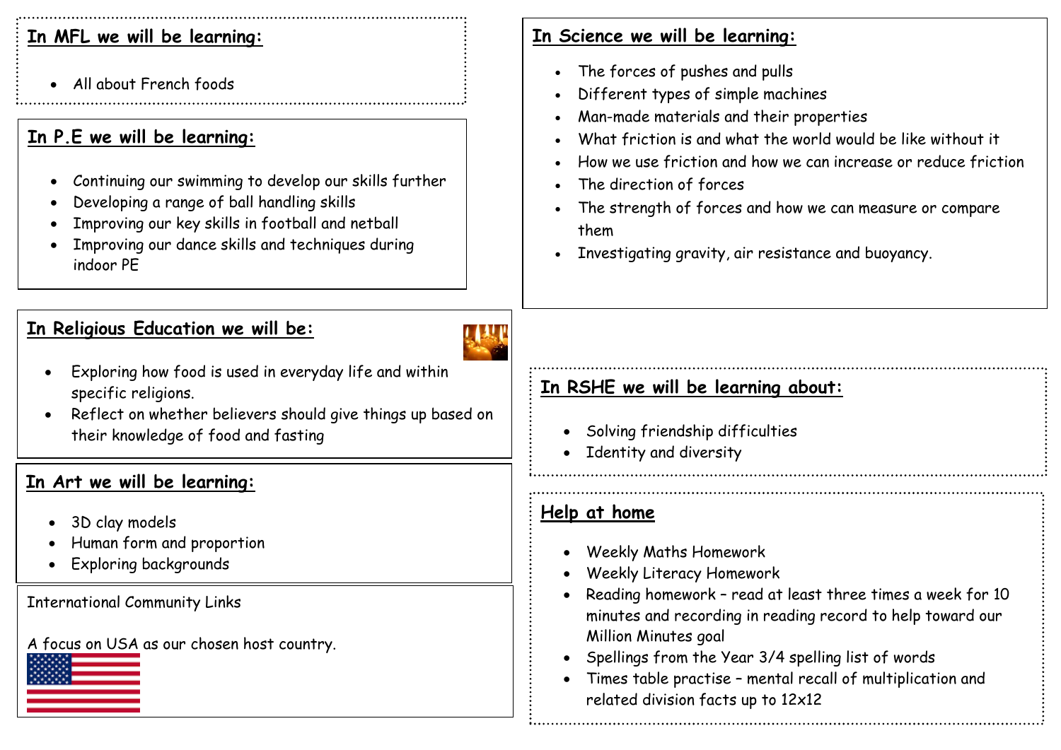## In MFL we will be learning:

- All about French foods

## In P.E we will be learning:

- Continuing our swimming to develop our skills further
- Developing a range of ball handling skills
- Improving our key skills in football and netball
- Improving our dance skills and techniques during indoor PE

## In Religious Education we will be:

- Exploring how food is used in everyday life and within specific religions.
- Reflect on whether believers should give things up based on their knowledge of food and fasting

## In Art we will be learning:

- 3D clay models
- Human form and proportion
- Exploring backgrounds

International Community Links

A focus on USA as our chosen host country.

## In Science we will be learning:

- The forces of pushes and pulls
- Different types of simple machines
- Man-made materials and their properties
- What friction is and what the world would be like without it
- How we use friction and how we can increase or reduce friction
- The direction of forces
- The strength of forces and how we can measure or compare them
- Investigating gravity, air resistance and buoyancy.

## In RSHE we will be learning about:

- Solving friendship difficulties
- Identity and diversity

## Help at home

- Weekly Maths Homework
- Weekly Literacy Homework
- Reading homework – read at least three times a week for 10 minutes and recording in reading record to help toward our Million Minutes goal
- Spellings from the Year 3/4 spelling list of words
- Times table practise – mental recall of multiplication and related division facts up to 12x12